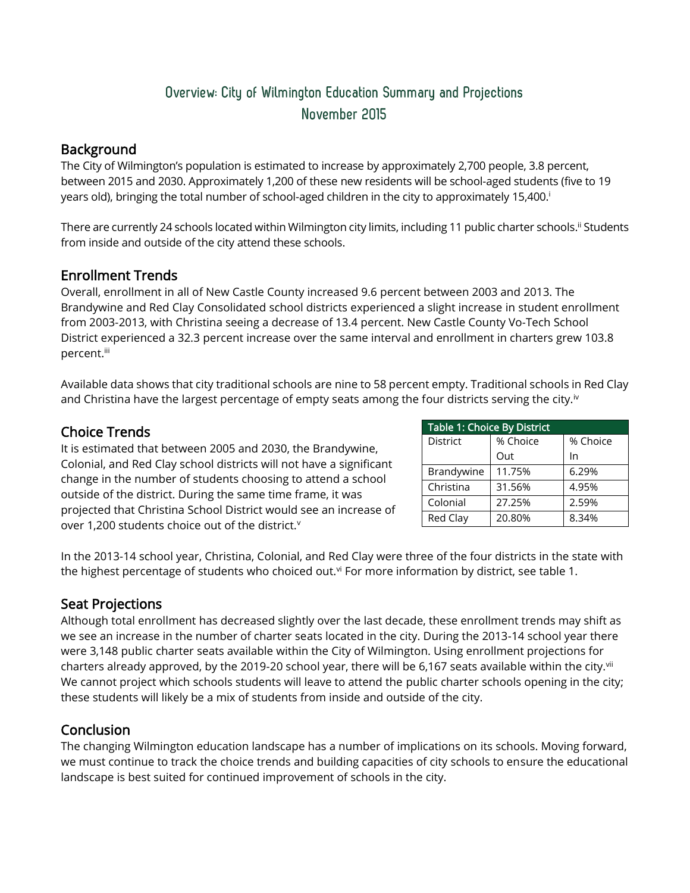# Overview: City of Wilmington Education Summary and Projections
# November 2015

## Background

The City of Wilmington's population is estimated to increase by approximately 2,700 people, 3.8 percent, between 2015 and 2030. Approximately 1,200 of these new residents will be school-aged students (five to 19 years old), bringing the total number of school-aged children in the city to approximately 15,400.[i]

There are currently 24 schools located within Wilmington city limits, including 11 public charter schools.[ii] Students from inside and outside of the city attend these schools.

## Enrollment Trends

Overall, enrollment in all of New Castle County increased 9.6 percent between 2003 and 2013. The Brandywine and Red Clay Consolidated school districts experienced a slight increase in student enrollment from 2003-2013, with Christina seeing a decrease of 13.4 percent. New Castle County Vo-Tech School District experienced a 32.3 percent increase over the same interval and enrollment in charters grew 103.8 percent.[iii]

Available data shows that city traditional schools are nine to 58 percent empty. Traditional schools in Red Clay and Christina have the largest percentage of empty seats among the four districts serving the city.[iv]

## Choice Trends

It is estimated that between 2005 and 2030, the Brandywine, Colonial, and Red Clay school districts will not have a significant change in the number of students choosing to attend a school outside of the district. During the same time frame, it was projected that Christina School District would see an increase of over 1,200 students choice out of the district.[v]

**Table 1: Choice By District**

| District | % Choice Out | % Choice In |
|---|---|---|
| Brandywine | 11.75% | 6.29% |
| Christina | 31.56% | 4.95% |
| Colonial | 27.25% | 2.59% |
| Red Clay | 20.80% | 8.34% |

In the 2013-14 school year, Christina, Colonial, and Red Clay were three of the four districts in the state with the highest percentage of students who choiced out.[vi] For more information by district, see table 1.

## Seat Projections

Although total enrollment has decreased slightly over the last decade, these enrollment trends may shift as we see an increase in the number of charter seats located in the city. During the 2013-14 school year there were 3,148 public charter seats available within the City of Wilmington. Using enrollment projections for charters already approved, by the 2019-20 school year, there will be 6,167 seats available within the city.[vii] We cannot project which schools students will leave to attend the public charter schools opening in the city; these students will likely be a mix of students from inside and outside of the city.

## Conclusion

The changing Wilmington education landscape has a number of implications on its schools. Moving forward, we must continue to track the choice trends and building capacities of city schools to ensure the educational landscape is best suited for continued improvement of schools in the city.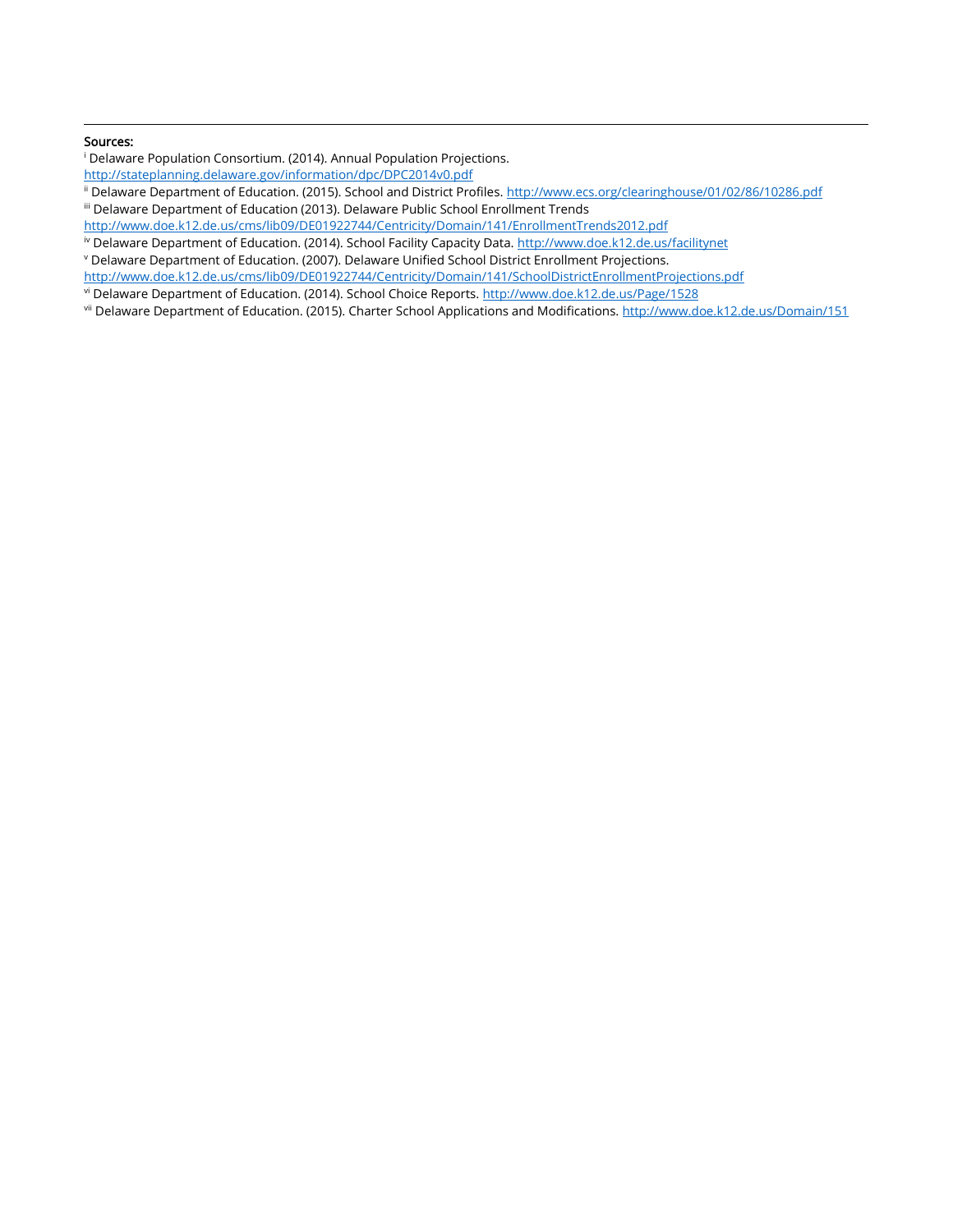**Sources:**

[i] Delaware Population Consortium. (2014). Annual Population Projections. http://stateplanning.delaware.gov/information/dpc/DPC2014v0.pdf

[ii] Delaware Department of Education. (2015). School and District Profiles. http://www.ecs.org/clearinghouse/01/02/86/10286.pdf

[iii] Delaware Department of Education (2013). Delaware Public School Enrollment Trends http://www.doe.k12.de.us/cms/lib09/DE01922744/Centricity/Domain/141/EnrollmentTrends2012.pdf

[iv] Delaware Department of Education. (2014). School Facility Capacity Data. http://www.doe.k12.de.us/facilitynet

[v] Delaware Department of Education. (2007). Delaware Unified School District Enrollment Projections. http://www.doe.k12.de.us/cms/lib09/DE01922744/Centricity/Domain/141/SchoolDistrictEnrollmentProjections.pdf

[vi] Delaware Department of Education. (2014). School Choice Reports. http://www.doe.k12.de.us/Page/1528

[vii] Delaware Department of Education. (2015). Charter School Applications and Modifications. http://www.doe.k12.de.us/Domain/151